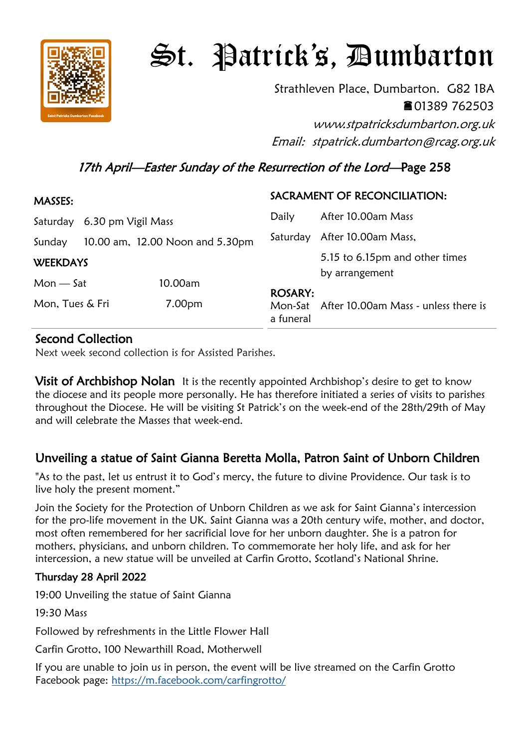# St. Patrick's, Dumbarton

Strathleven Place, Dumbarton. G82 1BA
☎01389 762503
*www.stpatricksdumbarton.org.uk*
*Email: stpatrick.dumbarton@rcag.org.uk*

*17th April—Easter Sunday of the Resurrection of the Lord*—Page 258

**MASSES:**

Saturday 6.30 pm Vigil Mass

Sunday 10.00 am, 12.00 Noon and 5.30pm

**WEEKDAYS**

Mon — Sat 10.00am

Mon, Tues & Fri 7.00pm

**SACRAMENT OF RECONCILIATION:**

Daily After 10.00am Mass

Saturday After 10.00am Mass, 5.15 to 6.15pm and other times by arrangement

**ROSARY:**

Mon-Sat After 10.00am Mass - unless there is a funeral

## Second Collection

Next week second collection is for Assisted Parishes.

**Visit of Archbishop Nolan** It is the recently appointed Archbishop's desire to get to know the diocese and its people more personally. He has therefore initiated a series of visits to parishes throughout the Diocese. He will be visiting St Patrick's on the week-end of the 28th/29th of May and will celebrate the Masses that week-end.

## Unveiling a statue of Saint Gianna Beretta Molla, Patron Saint of Unborn Children

"As to the past, let us entrust it to God's mercy, the future to divine Providence. Our task is to live holy the present moment."

Join the Society for the Protection of Unborn Children as we ask for Saint Gianna's intercession for the pro-life movement in the UK. Saint Gianna was a 20th century wife, mother, and doctor, most often remembered for her sacrificial love for her unborn daughter. She is a patron for mothers, physicians, and unborn children. To commemorate her holy life, and ask for her intercession, a new statue will be unveiled at Carfin Grotto, Scotland's National Shrine.

**Thursday 28 April 2022**

19:00 Unveiling the statue of Saint Gianna

19:30 Mass

Followed by refreshments in the Little Flower Hall

Carfin Grotto, 100 Newarthill Road, Motherwell

If you are unable to join us in person, the event will be live streamed on the Carfin Grotto Facebook page: https://m.facebook.com/carfingrotto/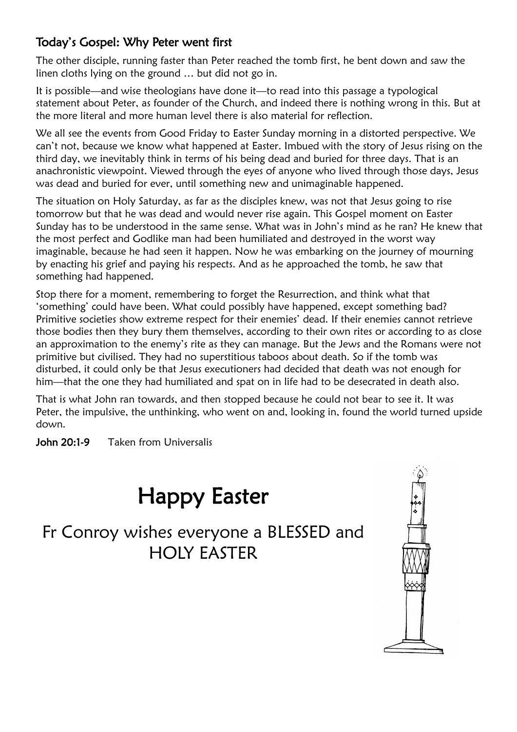## Today's Gospel: Why Peter went first

The other disciple, running faster than Peter reached the tomb first, he bent down and saw the linen cloths lying on the ground … but did not go in.

It is possible—and wise theologians have done it—to read into this passage a typological statement about Peter, as founder of the Church, and indeed there is nothing wrong in this. But at the more literal and more human level there is also material for reflection.

We all see the events from Good Friday to Easter Sunday morning in a distorted perspective. We can't not, because we know what happened at Easter. Imbued with the story of Jesus rising on the third day, we inevitably think in terms of his being dead and buried for three days. That is an anachronistic viewpoint. Viewed through the eyes of anyone who lived through those days, Jesus was dead and buried for ever, until something new and unimaginable happened.

The situation on Holy Saturday, as far as the disciples knew, was not that Jesus going to rise tomorrow but that he was dead and would never rise again. This Gospel moment on Easter Sunday has to be understood in the same sense. What was in John's mind as he ran? He knew that the most perfect and Godlike man had been humiliated and destroyed in the worst way imaginable, because he had seen it happen. Now he was embarking on the journey of mourning by enacting his grief and paying his respects. And as he approached the tomb, he saw that something had happened.

Stop there for a moment, remembering to forget the Resurrection, and think what that 'something' could have been. What could possibly have happened, except something bad? Primitive societies show extreme respect for their enemies' dead. If their enemies cannot retrieve those bodies then they bury them themselves, according to their own rites or according to as close an approximation to the enemy's rite as they can manage. But the Jews and the Romans were not primitive but civilised. They had no superstitious taboos about death. So if the tomb was disturbed, it could only be that Jesus executioners had decided that death was not enough for him—that the one they had humiliated and spat on in life had to be desecrated in death also.

That is what John ran towards, and then stopped because he could not bear to see it. It was Peter, the impulsive, the unthinking, who went on and, looking in, found the world turned upside down.

**John 20:1-9** Taken from Universalis

# Happy Easter

Fr Conroy wishes everyone a BLESSED and HOLY EASTER